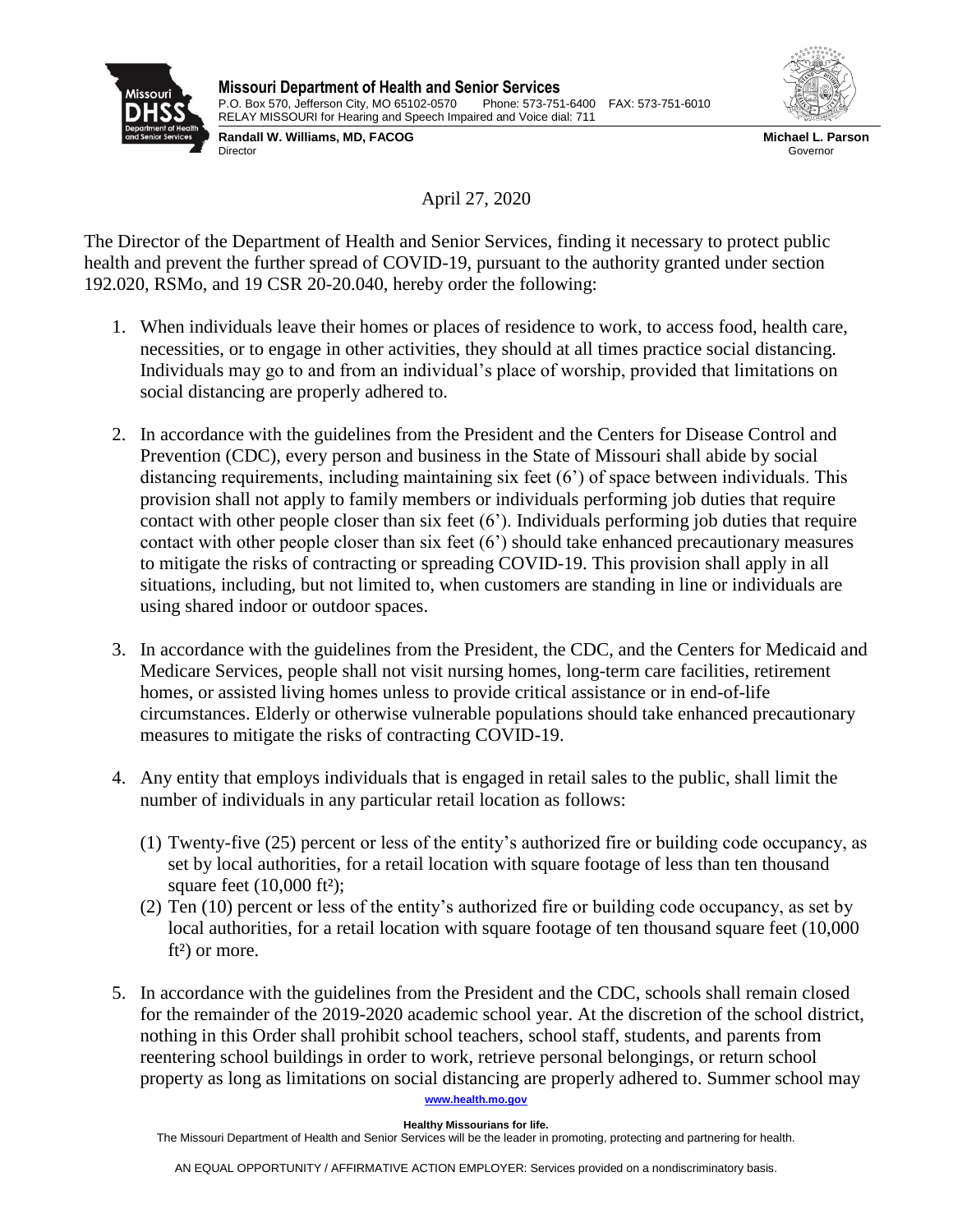**Missouri Department of Health and Senior Services**
P.O. Box 570, Jefferson City, MO 65102-0570 Phone: 573-751-6400 FAX: 573-751-6010
RELAY MISSOURI for Hearing and Speech Impaired and Voice dial: 711

**Randall W. Williams, MD, FACOG**
Director

**Michael L. Parson**
Governor

April 27, 2020

The Director of the Department of Health and Senior Services, finding it necessary to protect public health and prevent the further spread of COVID-19, pursuant to the authority granted under section 192.020, RSMo, and 19 CSR 20-20.040, hereby order the following:

1. When individuals leave their homes or places of residence to work, to access food, health care, necessities, or to engage in other activities, they should at all times practice social distancing. Individuals may go to and from an individual's place of worship, provided that limitations on social distancing are properly adhered to.

2. In accordance with the guidelines from the President and the Centers for Disease Control and Prevention (CDC), every person and business in the State of Missouri shall abide by social distancing requirements, including maintaining six feet (6') of space between individuals. This provision shall not apply to family members or individuals performing job duties that require contact with other people closer than six feet (6'). Individuals performing job duties that require contact with other people closer than six feet (6') should take enhanced precautionary measures to mitigate the risks of contracting or spreading COVID-19. This provision shall apply in all situations, including, but not limited to, when customers are standing in line or individuals are using shared indoor or outdoor spaces.

3. In accordance with the guidelines from the President, the CDC, and the Centers for Medicaid and Medicare Services, people shall not visit nursing homes, long-term care facilities, retirement homes, or assisted living homes unless to provide critical assistance or in end-of-life circumstances. Elderly or otherwise vulnerable populations should take enhanced precautionary measures to mitigate the risks of contracting COVID-19.

4. Any entity that employs individuals that is engaged in retail sales to the public, shall limit the number of individuals in any particular retail location as follows:

   (1) Twenty-five (25) percent or less of the entity's authorized fire or building code occupancy, as set by local authorities, for a retail location with square footage of less than ten thousand square feet (10,000 $ft^2$);
   
   (2) Ten (10) percent or less of the entity's authorized fire or building code occupancy, as set by local authorities, for a retail location with square footage of ten thousand square feet (10,000 $ft^2$) or more.

5. In accordance with the guidelines from the President and the CDC, schools shall remain closed for the remainder of the 2019-2020 academic school year. At the discretion of the school district, nothing in this Order shall prohibit school teachers, school staff, students, and parents from reentering school buildings in order to work, retrieve personal belongings, or return school property as long as limitations on social distancing are properly adhered to. Summer school may

www.health.mo.gov

**Healthy Missourians for life.**
The Missouri Department of Health and Senior Services will be the leader in promoting, protecting and partnering for health.

AN EQUAL OPPORTUNITY / AFFIRMATIVE ACTION EMPLOYER: Services provided on a nondiscriminatory basis.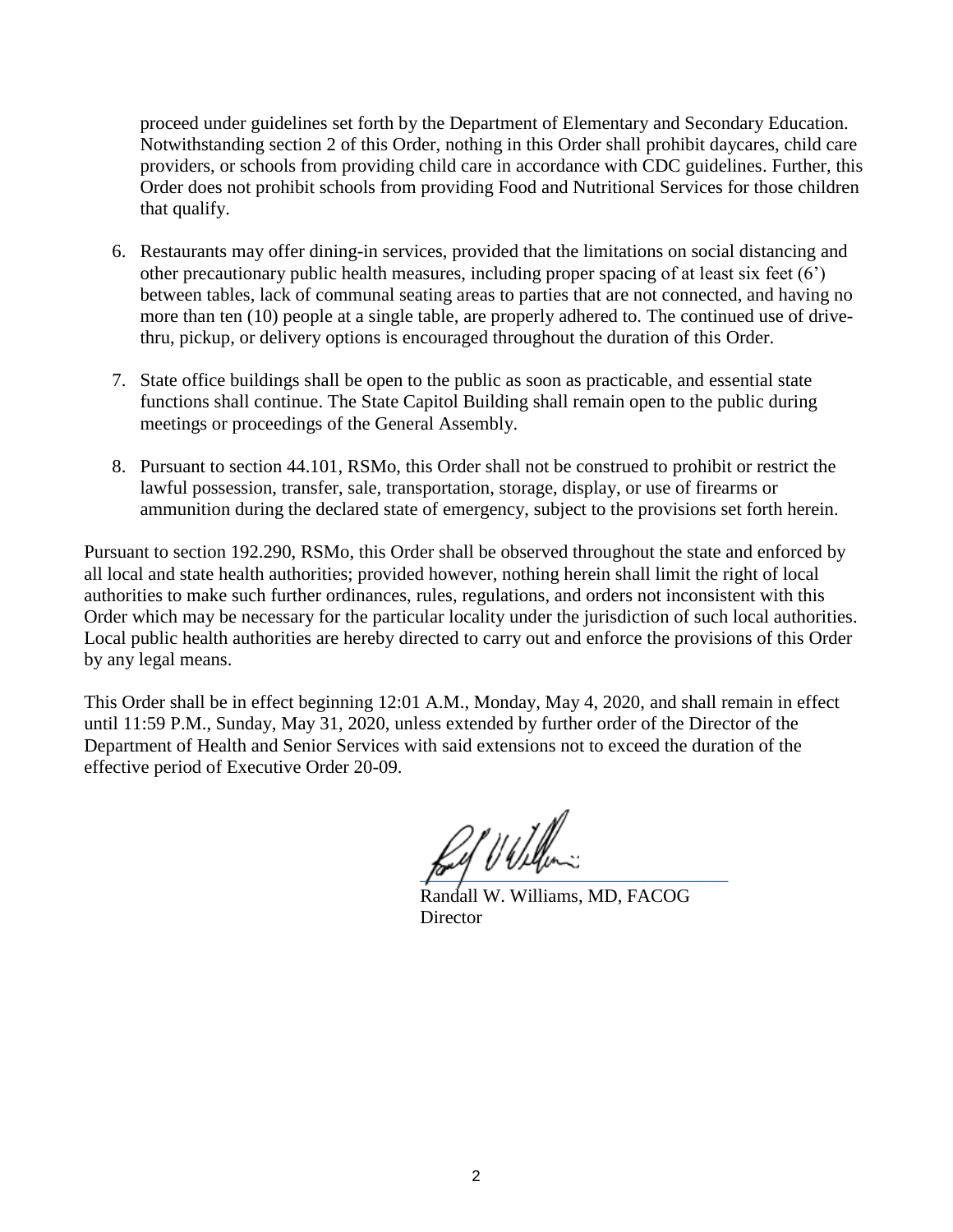proceed under guidelines set forth by the Department of Elementary and Secondary Education. Notwithstanding section 2 of this Order, nothing in this Order shall prohibit daycares, child care providers, or schools from providing child care in accordance with CDC guidelines. Further, this Order does not prohibit schools from providing Food and Nutritional Services for those children that qualify.

6. Restaurants may offer dining-in services, provided that the limitations on social distancing and other precautionary public health measures, including proper spacing of at least six feet (6') between tables, lack of communal seating areas to parties that are not connected, and having no more than ten (10) people at a single table, are properly adhered to. The continued use of drive-thru, pickup, or delivery options is encouraged throughout the duration of this Order.

7. State office buildings shall be open to the public as soon as practicable, and essential state functions shall continue. The State Capitol Building shall remain open to the public during meetings or proceedings of the General Assembly.

8. Pursuant to section 44.101, RSMo, this Order shall not be construed to prohibit or restrict the lawful possession, transfer, sale, transportation, storage, display, or use of firearms or ammunition during the declared state of emergency, subject to the provisions set forth herein.

Pursuant to section 192.290, RSMo, this Order shall be observed throughout the state and enforced by all local and state health authorities; provided however, nothing herein shall limit the right of local authorities to make such further ordinances, rules, regulations, and orders not inconsistent with this Order which may be necessary for the particular locality under the jurisdiction of such local authorities. Local public health authorities are hereby directed to carry out and enforce the provisions of this Order by any legal means.

This Order shall be in effect beginning 12:01 A.M., Monday, May 4, 2020, and shall remain in effect until 11:59 P.M., Sunday, May 31, 2020, unless extended by further order of the Director of the Department of Health and Senior Services with said extensions not to exceed the duration of the effective period of Executive Order 20-09.

Randall W. Williams, MD, FACOG
Director